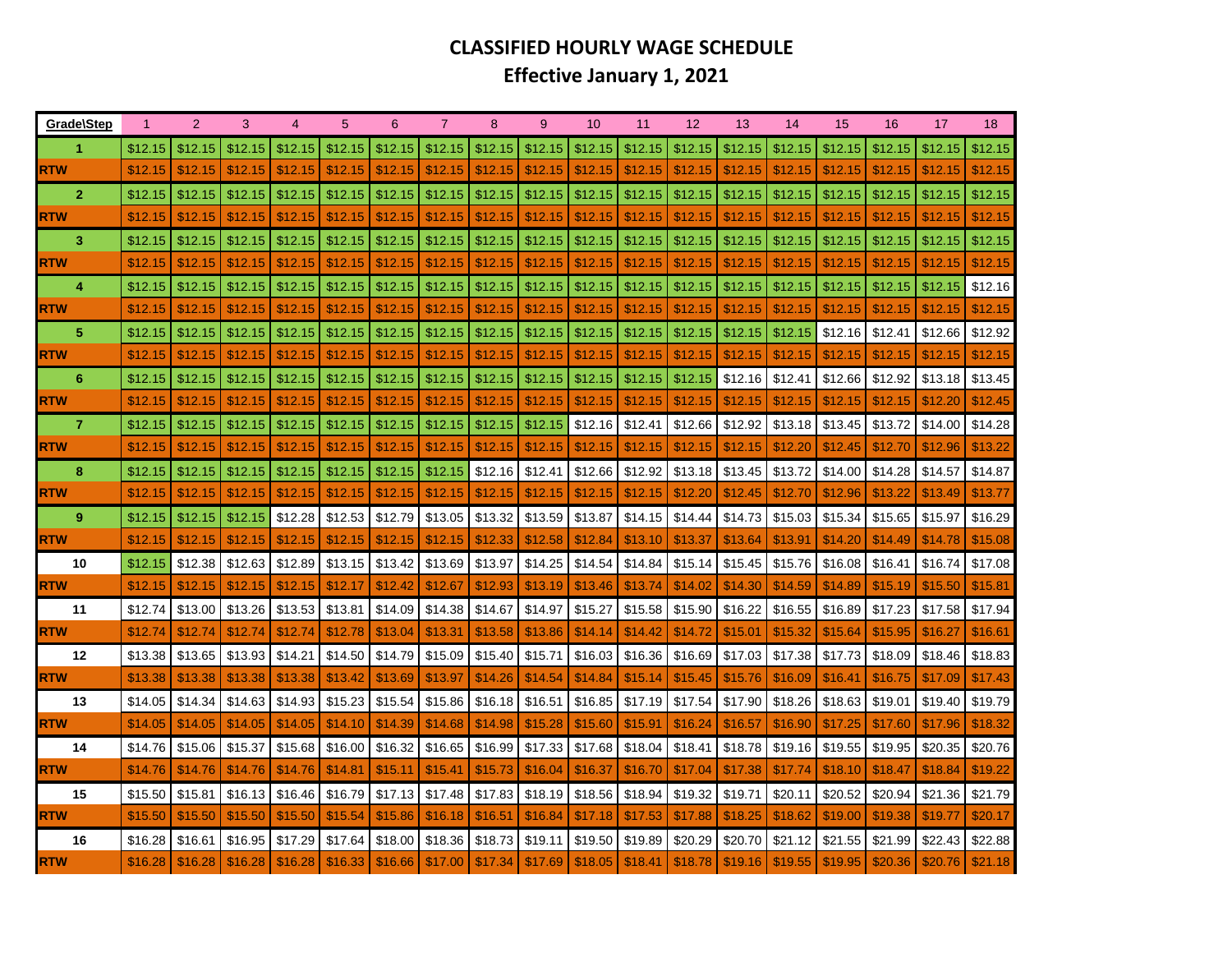# CLASSIFIED HOURLY WAGE SCHEDULE

## Effective January 1, 2021

| Grade\Step | 1 | 2 | 3 | 4 | 5 | 6 | 7 | 8 | 9 | 10 | 11 | 12 | 13 | 14 | 15 | 16 | 17 | 18 |
|---|---|---|---|---|---|---|---|---|---|---|---|---|---|---|---|---|---|---|
| 1 | $12.15 | $12.15 | $12.15 | $12.15 | $12.15 | $12.15 | $12.15 | $12.15 | $12.15 | $12.15 | $12.15 | $12.15 | $12.15 | $12.15 | $12.15 | $12.15 | $12.15 | $12.15 |
| RTW | $12.15 | $12.15 | $12.15 | $12.15 | $12.15 | $12.15 | $12.15 | $12.15 | $12.15 | $12.15 | $12.15 | $12.15 | $12.15 | $12.15 | $12.15 | $12.15 | $12.15 | $12.15 |
| 2 | $12.15 | $12.15 | $12.15 | $12.15 | $12.15 | $12.15 | $12.15 | $12.15 | $12.15 | $12.15 | $12.15 | $12.15 | $12.15 | $12.15 | $12.15 | $12.15 | $12.15 | $12.15 |
| RTW | $12.15 | $12.15 | $12.15 | $12.15 | $12.15 | $12.15 | $12.15 | $12.15 | $12.15 | $12.15 | $12.15 | $12.15 | $12.15 | $12.15 | $12.15 | $12.15 | $12.15 | $12.15 |
| 3 | $12.15 | $12.15 | $12.15 | $12.15 | $12.15 | $12.15 | $12.15 | $12.15 | $12.15 | $12.15 | $12.15 | $12.15 | $12.15 | $12.15 | $12.15 | $12.15 | $12.15 | $12.15 |
| RTW | $12.15 | $12.15 | $12.15 | $12.15 | $12.15 | $12.15 | $12.15 | $12.15 | $12.15 | $12.15 | $12.15 | $12.15 | $12.15 | $12.15 | $12.15 | $12.15 | $12.15 | $12.15 |
| 4 | $12.15 | $12.15 | $12.15 | $12.15 | $12.15 | $12.15 | $12.15 | $12.15 | $12.15 | $12.15 | $12.15 | $12.15 | $12.15 | $12.15 | $12.15 | $12.15 | $12.15 | $12.16 |
| RTW | $12.15 | $12.15 | $12.15 | $12.15 | $12.15 | $12.15 | $12.15 | $12.15 | $12.15 | $12.15 | $12.15 | $12.15 | $12.15 | $12.15 | $12.15 | $12.15 | $12.15 | $12.15 |
| 5 | $12.15 | $12.15 | $12.15 | $12.15 | $12.15 | $12.15 | $12.15 | $12.15 | $12.15 | $12.15 | $12.15 | $12.15 | $12.15 | $12.15 | $12.16 | $12.41 | $12.66 | $12.92 |
| RTW | $12.15 | $12.15 | $12.15 | $12.15 | $12.15 | $12.15 | $12.15 | $12.15 | $12.15 | $12.15 | $12.15 | $12.15 | $12.15 | $12.15 | $12.15 | $12.15 | $12.15 | $12.15 |
| 6 | $12.15 | $12.15 | $12.15 | $12.15 | $12.15 | $12.15 | $12.15 | $12.15 | $12.15 | $12.15 | $12.15 | $12.15 | $12.16 | $12.41 | $12.66 | $12.92 | $13.18 | $13.45 |
| RTW | $12.15 | $12.15 | $12.15 | $12.15 | $12.15 | $12.15 | $12.15 | $12.15 | $12.15 | $12.15 | $12.15 | $12.15 | $12.15 | $12.15 | $12.15 | $12.15 | $12.20 | $12.45 |
| 7 | $12.15 | $12.15 | $12.15 | $12.15 | $12.15 | $12.15 | $12.15 | $12.15 | $12.15 | $12.16 | $12.41 | $12.66 | $12.92 | $13.18 | $13.45 | $13.72 | $14.00 | $14.28 |
| RTW | $12.15 | $12.15 | $12.15 | $12.15 | $12.15 | $12.15 | $12.15 | $12.15 | $12.15 | $12.15 | $12.15 | $12.15 | $12.15 | $12.20 | $12.45 | $12.70 | $12.96 | $13.22 |
| 8 | $12.15 | $12.15 | $12.15 | $12.15 | $12.15 | $12.15 | $12.15 | $12.16 | $12.41 | $12.66 | $12.92 | $13.18 | $13.45 | $13.72 | $14.00 | $14.28 | $14.57 | $14.87 |
| RTW | $12.15 | $12.15 | $12.15 | $12.15 | $12.15 | $12.15 | $12.15 | $12.15 | $12.15 | $12.15 | $12.15 | $12.20 | $12.45 | $12.70 | $12.96 | $13.22 | $13.49 | $13.77 |
| 9 | $12.15 | $12.15 | $12.15 | $12.28 | $12.53 | $12.79 | $13.05 | $13.32 | $13.59 | $13.87 | $14.15 | $14.44 | $14.73 | $15.03 | $15.34 | $15.65 | $15.97 | $16.29 |
| RTW | $12.15 | $12.15 | $12.15 | $12.15 | $12.15 | $12.15 | $12.15 | $12.33 | $12.58 | $12.84 | $13.10 | $13.37 | $13.64 | $13.91 | $14.20 | $14.49 | $14.78 | $15.08 |
| 10 | $12.15 | $12.38 | $12.63 | $12.89 | $13.15 | $13.42 | $13.69 | $13.97 | $14.25 | $14.54 | $14.84 | $15.14 | $15.45 | $15.76 | $16.08 | $16.41 | $16.74 | $17.08 |
| RTW | $12.15 | $12.15 | $12.15 | $12.15 | $12.17 | $12.42 | $12.67 | $12.93 | $13.19 | $13.46 | $13.74 | $14.02 | $14.30 | $14.59 | $14.89 | $15.19 | $15.50 | $15.81 |
| 11 | $12.74 | $13.00 | $13.26 | $13.53 | $13.81 | $14.09 | $14.38 | $14.67 | $14.97 | $15.27 | $15.58 | $15.90 | $16.22 | $16.55 | $16.89 | $17.23 | $17.58 | $17.94 |
| RTW | $12.74 | $12.74 | $12.74 | $12.74 | $12.78 | $13.04 | $13.31 | $13.58 | $13.86 | $14.14 | $14.42 | $14.72 | $15.01 | $15.32 | $15.64 | $15.95 | $16.27 | $16.61 |
| 12 | $13.38 | $13.65 | $13.93 | $14.21 | $14.50 | $14.79 | $15.09 | $15.40 | $15.71 | $16.03 | $16.36 | $16.69 | $17.03 | $17.38 | $17.73 | $18.09 | $18.46 | $18.83 |
| RTW | $13.38 | $13.38 | $13.38 | $13.38 | $13.42 | $13.69 | $13.97 | $14.26 | $14.54 | $14.84 | $15.14 | $15.45 | $15.76 | $16.09 | $16.41 | $16.75 | $17.09 | $17.43 |
| 13 | $14.05 | $14.34 | $14.63 | $14.93 | $15.23 | $15.54 | $15.86 | $16.18 | $16.51 | $16.85 | $17.19 | $17.54 | $17.90 | $18.26 | $18.63 | $19.01 | $19.40 | $19.79 |
| RTW | $14.05 | $14.05 | $14.05 | $14.05 | $14.10 | $14.39 | $14.68 | $14.98 | $15.28 | $15.60 | $15.91 | $16.24 | $16.57 | $16.90 | $17.25 | $17.60 | $17.96 | $18.32 |
| 14 | $14.76 | $15.06 | $15.37 | $15.68 | $16.00 | $16.32 | $16.65 | $16.99 | $17.33 | $17.68 | $18.04 | $18.41 | $18.78 | $19.16 | $19.55 | $19.95 | $20.35 | $20.76 |
| RTW | $14.76 | $14.76 | $14.76 | $14.76 | $14.81 | $15.11 | $15.41 | $15.73 | $16.04 | $16.37 | $16.70 | $17.04 | $17.38 | $17.74 | $18.10 | $18.47 | $18.84 | $19.22 |
| 15 | $15.50 | $15.81 | $16.13 | $16.46 | $16.79 | $17.13 | $17.48 | $17.83 | $18.19 | $18.56 | $18.94 | $19.32 | $19.71 | $20.11 | $20.52 | $20.94 | $21.36 | $21.79 |
| RTW | $15.50 | $15.50 | $15.50 | $15.50 | $15.54 | $15.86 | $16.18 | $16.51 | $16.84 | $17.18 | $17.53 | $17.88 | $18.25 | $18.62 | $19.00 | $19.38 | $19.77 | $20.17 |
| 16 | $16.28 | $16.61 | $16.95 | $17.29 | $17.64 | $18.00 | $18.36 | $18.73 | $19.11 | $19.50 | $19.89 | $20.29 | $20.70 | $21.12 | $21.55 | $21.99 | $22.43 | $22.88 |
| RTW | $16.28 | $16.28 | $16.28 | $16.28 | $16.33 | $16.66 | $17.00 | $17.34 | $17.69 | $18.05 | $18.41 | $18.78 | $19.16 | $19.55 | $19.95 | $20.36 | $20.76 | $21.18 |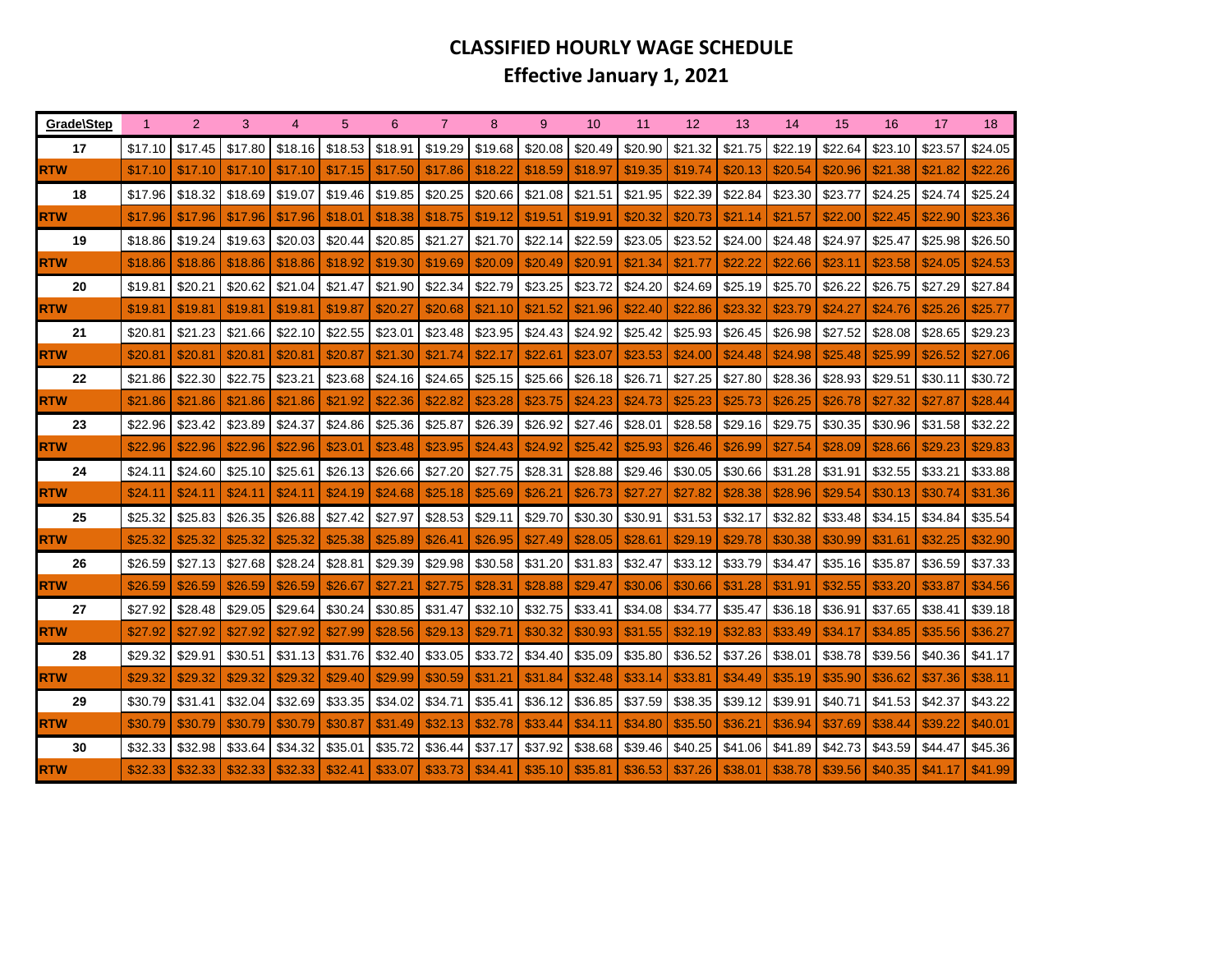**CLASSIFIED HOURLY WAGE SCHEDULE**

**Effective January 1, 2021**

| Grade\Step | 1 | 2 | 3 | 4 | 5 | 6 | 7 | 8 | 9 | 10 | 11 | 12 | 13 | 14 | 15 | 16 | 17 | 18 |
|---|---|---|---|---|---|---|---|---|---|---|---|---|---|---|---|---|---|---|
| 17 | $17.10 | $17.45 | $17.80 | $18.16 | $18.53 | $18.91 | $19.29 | $19.68 | $20.08 | $20.49 | $20.90 | $21.32 | $21.75 | $22.19 | $22.64 | $23.10 | $23.57 | $24.05 |
| RTW | $17.10 | $17.10 | $17.10 | $17.10 | $17.15 | $17.50 | $17.86 | $18.22 | $18.59 | $18.97 | $19.35 | $19.74 | $20.13 | $20.54 | $20.96 | $21.38 | $21.82 | $22.26 |
| 18 | $17.96 | $18.32 | $18.69 | $19.07 | $19.46 | $19.85 | $20.25 | $20.66 | $21.08 | $21.51 | $21.95 | $22.39 | $22.84 | $23.30 | $23.77 | $24.25 | $24.74 | $25.24 |
| RTW | $17.96 | $17.96 | $17.96 | $17.96 | $18.01 | $18.38 | $18.75 | $19.12 | $19.51 | $19.91 | $20.32 | $20.73 | $21.14 | $21.57 | $22.00 | $22.45 | $22.90 | $23.36 |
| 19 | $18.86 | $19.24 | $19.63 | $20.03 | $20.44 | $20.85 | $21.27 | $21.70 | $22.14 | $22.59 | $23.05 | $23.52 | $24.00 | $24.48 | $24.97 | $25.47 | $25.98 | $26.50 |
| RTW | $18.86 | $18.86 | $18.86 | $18.86 | $18.92 | $19.30 | $19.69 | $20.09 | $20.49 | $20.91 | $21.34 | $21.77 | $22.22 | $22.66 | $23.11 | $23.58 | $24.05 | $24.53 |
| 20 | $19.81 | $20.21 | $20.62 | $21.04 | $21.47 | $21.90 | $22.34 | $22.79 | $23.25 | $23.72 | $24.20 | $24.69 | $25.19 | $25.70 | $26.22 | $26.75 | $27.29 | $27.84 |
| RTW | $19.81 | $19.81 | $19.81 | $19.81 | $19.87 | $20.27 | $20.68 | $21.10 | $21.52 | $21.96 | $22.40 | $22.86 | $23.32 | $23.79 | $24.27 | $24.76 | $25.26 | $25.77 |
| 21 | $20.81 | $21.23 | $21.66 | $22.10 | $22.55 | $23.01 | $23.48 | $23.95 | $24.43 | $24.92 | $25.42 | $25.93 | $26.45 | $26.98 | $27.52 | $28.08 | $28.65 | $29.23 |
| RTW | $20.81 | $20.81 | $20.81 | $20.81 | $20.87 | $21.30 | $21.74 | $22.17 | $22.61 | $23.07 | $23.53 | $24.00 | $24.48 | $24.98 | $25.48 | $25.99 | $26.52 | $27.06 |
| 22 | $21.86 | $22.30 | $22.75 | $23.21 | $23.68 | $24.16 | $24.65 | $25.15 | $25.66 | $26.18 | $26.71 | $27.25 | $27.80 | $28.36 | $28.93 | $29.51 | $30.11 | $30.72 |
| RTW | $21.86 | $21.86 | $21.86 | $21.86 | $21.92 | $22.36 | $22.82 | $23.28 | $23.75 | $24.23 | $24.73 | $25.23 | $25.73 | $26.25 | $26.78 | $27.32 | $27.87 | $28.44 |
| 23 | $22.96 | $23.42 | $23.89 | $24.37 | $24.86 | $25.36 | $25.87 | $26.39 | $26.92 | $27.46 | $28.01 | $28.58 | $29.16 | $29.75 | $30.35 | $30.96 | $31.58 | $32.22 |
| RTW | $22.96 | $22.96 | $22.96 | $22.96 | $23.01 | $23.48 | $23.95 | $24.43 | $24.92 | $25.42 | $25.93 | $26.46 | $26.99 | $27.54 | $28.09 | $28.66 | $29.23 | $29.83 |
| 24 | $24.11 | $24.60 | $25.10 | $25.61 | $26.13 | $26.66 | $27.20 | $27.75 | $28.31 | $28.88 | $29.46 | $30.05 | $30.66 | $31.28 | $31.91 | $32.55 | $33.21 | $33.88 |
| RTW | $24.11 | $24.11 | $24.11 | $24.11 | $24.19 | $24.68 | $25.18 | $25.69 | $26.21 | $26.73 | $27.27 | $27.82 | $28.38 | $28.96 | $29.54 | $30.13 | $30.74 | $31.36 |
| 25 | $25.32 | $25.83 | $26.35 | $26.88 | $27.42 | $27.97 | $28.53 | $29.11 | $29.70 | $30.30 | $30.91 | $31.53 | $32.17 | $32.82 | $33.48 | $34.15 | $34.84 | $35.54 |
| RTW | $25.32 | $25.32 | $25.32 | $25.32 | $25.38 | $25.89 | $26.41 | $26.95 | $27.49 | $28.05 | $28.61 | $29.19 | $29.78 | $30.38 | $30.99 | $31.61 | $32.25 | $32.90 |
| 26 | $26.59 | $27.13 | $27.68 | $28.24 | $28.81 | $29.39 | $29.98 | $30.58 | $31.20 | $31.83 | $32.47 | $33.12 | $33.79 | $34.47 | $35.16 | $35.87 | $36.59 | $37.33 |
| RTW | $26.59 | $26.59 | $26.59 | $26.59 | $26.67 | $27.21 | $27.75 | $28.31 | $28.88 | $29.47 | $30.06 | $30.66 | $31.28 | $31.91 | $32.55 | $33.20 | $33.87 | $34.56 |
| 27 | $27.92 | $28.48 | $29.05 | $29.64 | $30.24 | $30.85 | $31.47 | $32.10 | $32.75 | $33.41 | $34.08 | $34.77 | $35.47 | $36.18 | $36.91 | $37.65 | $38.41 | $39.18 |
| RTW | $27.92 | $27.92 | $27.92 | $27.92 | $27.99 | $28.56 | $29.13 | $29.71 | $30.32 | $30.93 | $31.55 | $32.19 | $32.83 | $33.49 | $34.17 | $34.85 | $35.56 | $36.27 |
| 28 | $29.32 | $29.91 | $30.51 | $31.13 | $31.76 | $32.40 | $33.05 | $33.72 | $34.40 | $35.09 | $35.80 | $36.52 | $37.26 | $38.01 | $38.78 | $39.56 | $40.36 | $41.17 |
| RTW | $29.32 | $29.32 | $29.32 | $29.32 | $29.40 | $29.99 | $30.59 | $31.21 | $31.84 | $32.48 | $33.14 | $33.81 | $34.49 | $35.19 | $35.90 | $36.62 | $37.36 | $38.11 |
| 29 | $30.79 | $31.41 | $32.04 | $32.69 | $33.35 | $34.02 | $34.71 | $35.41 | $36.12 | $36.85 | $37.59 | $38.35 | $39.12 | $39.91 | $40.71 | $41.53 | $42.37 | $43.22 |
| RTW | $30.79 | $30.79 | $30.79 | $30.79 | $30.87 | $31.49 | $32.13 | $32.78 | $33.44 | $34.11 | $34.80 | $35.50 | $36.21 | $36.94 | $37.69 | $38.44 | $39.22 | $40.01 |
| 30 | $32.33 | $32.98 | $33.64 | $34.32 | $35.01 | $35.72 | $36.44 | $37.17 | $37.92 | $38.68 | $39.46 | $40.25 | $41.06 | $41.89 | $42.73 | $43.59 | $44.47 | $45.36 |
| RTW | $32.33 | $32.33 | $32.33 | $32.33 | $32.41 | $33.07 | $33.73 | $34.41 | $35.10 | $35.81 | $36.53 | $37.26 | $38.01 | $38.78 | $39.56 | $40.35 | $41.17 | $41.99 |